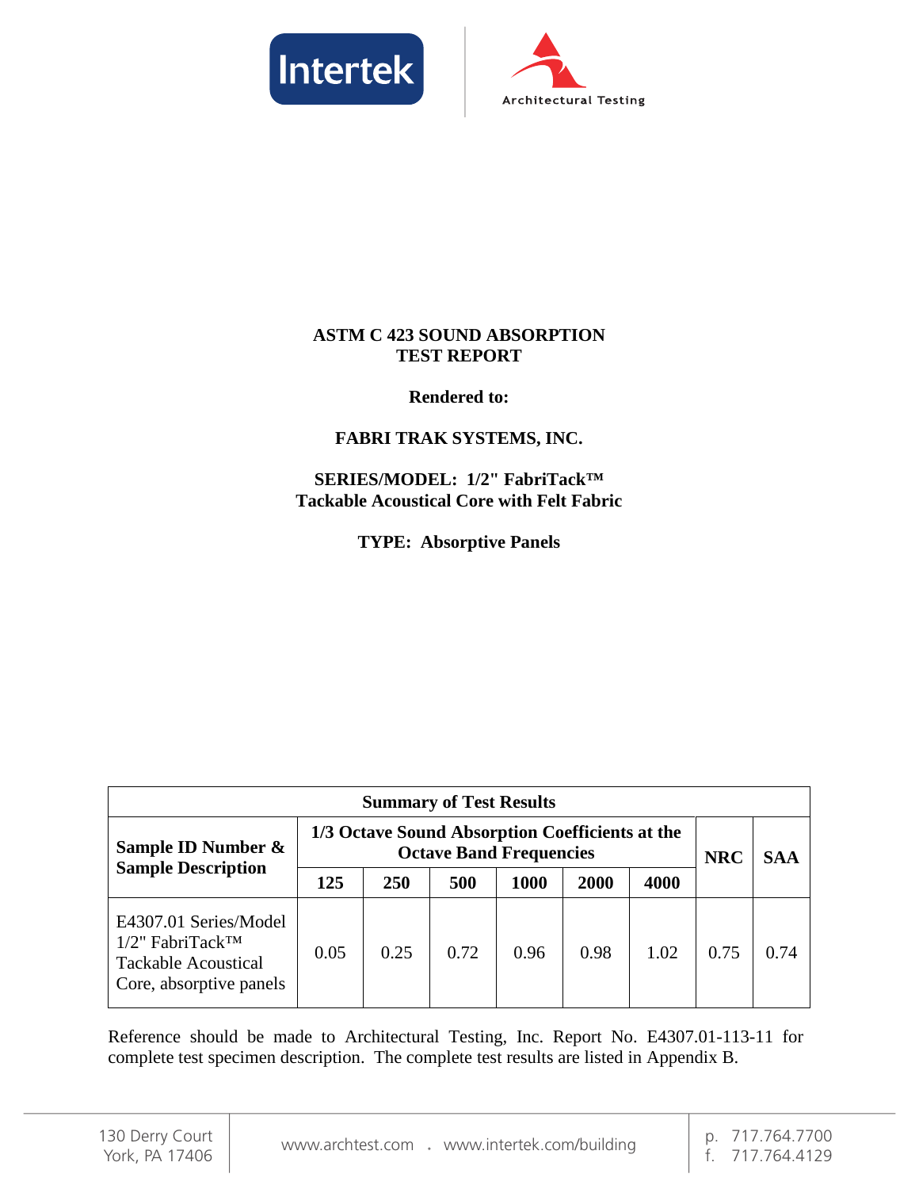Intertek

Architectural Testing

**ASTM C 423 SOUND ABSORPTION**
**TEST REPORT**

**Rendered to:**

**FABRI TRAK SYSTEMS, INC.**

**SERIES/MODEL: 1/2" FabriTack™**
**Tackable Acoustical Core with Felt Fabric**

**TYPE: Absorptive Panels**

| Summary of Test Results | | | | | | | | |
|---|---|---|---|---|---|---|---|---|
| **Sample ID Number & Sample Description** | **1/3 Octave Sound Absorption Coefficients at the Octave Band Frequencies** | | | | | | **NRC** | **SAA** |
| | **125** | **250** | **500** | **1000** | **2000** | **4000** | | |
| E4307.01 Series/Model 1/2" FabriTack™ Tackable Acoustical Core, absorptive panels | 0.05 | 0.25 | 0.72 | 0.96 | 0.98 | 1.02 | 0.75 | 0.74 |

Reference should be made to Architectural Testing, Inc. Report No. E4307.01-113-11 for complete test specimen description. The complete test results are listed in Appendix B.

130 Derry Court
York, PA 17406

www.archtest.com . www.intertek.com/building

p. 717.764.7700
f. 717.764.4129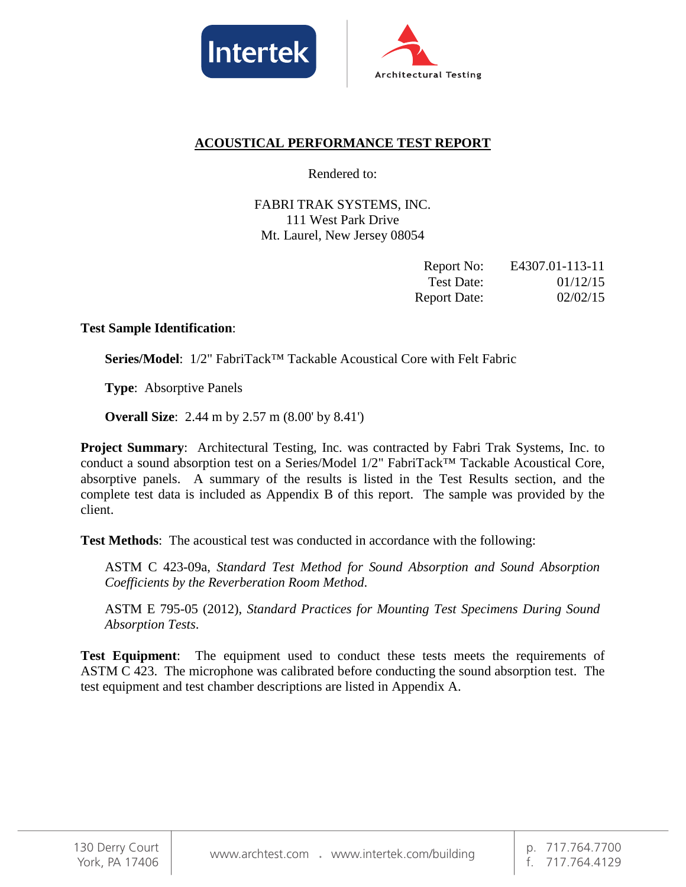# ACOUSTICAL PERFORMANCE TEST REPORT

Rendered to:

FABRI TRAK SYSTEMS, INC.
111 West Park Drive
Mt. Laurel, New Jersey 08054

| | |
|---|---|
| Report No: | E4307.01-113-11 |
| Test Date: | 01/12/15 |
| Report Date: | 02/02/15 |

**Test Sample Identification**:

**Series/Model**: 1/2" FabriTack™ Tackable Acoustical Core with Felt Fabric

**Type**: Absorptive Panels

**Overall Size**: 2.44 m by 2.57 m (8.00' by 8.41')

**Project Summary**: Architectural Testing, Inc. was contracted by Fabri Trak Systems, Inc. to conduct a sound absorption test on a Series/Model 1/2" FabriTack™ Tackable Acoustical Core, absorptive panels. A summary of the results is listed in the Test Results section, and the complete test data is included as Appendix B of this report. The sample was provided by the client.

**Test Methods**: The acoustical test was conducted in accordance with the following:

ASTM C 423-09a, *Standard Test Method for Sound Absorption and Sound Absorption Coefficients by the Reverberation Room Method*.

ASTM E 795-05 (2012), *Standard Practices for Mounting Test Specimens During Sound Absorption Tests*.

**Test Equipment**: The equipment used to conduct these tests meets the requirements of ASTM C 423. The microphone was calibrated before conducting the sound absorption test. The test equipment and test chamber descriptions are listed in Appendix A.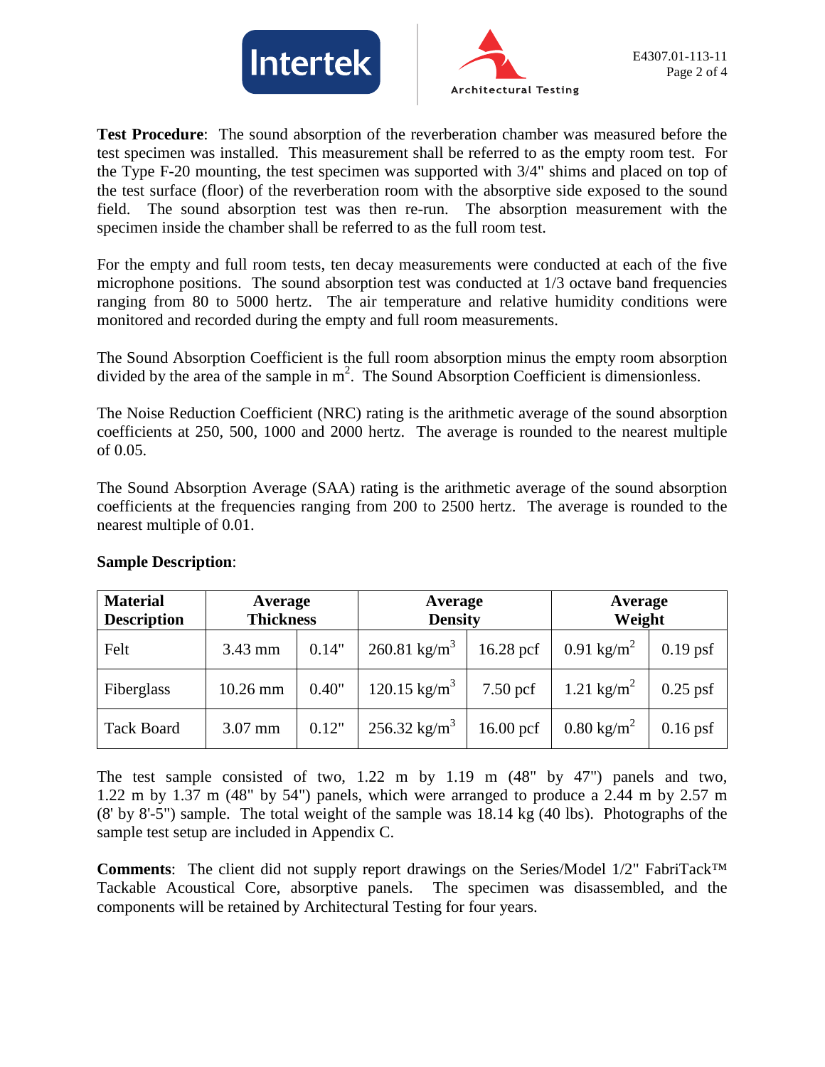**Test Procedure**: The sound absorption of the reverberation chamber was measured before the test specimen was installed. This measurement shall be referred to as the empty room test. For the Type F-20 mounting, the test specimen was supported with 3/4" shims and placed on top of the test surface (floor) of the reverberation room with the absorptive side exposed to the sound field. The sound absorption test was then re-run. The absorption measurement with the specimen inside the chamber shall be referred to as the full room test.

For the empty and full room tests, ten decay measurements were conducted at each of the five microphone positions. The sound absorption test was conducted at 1/3 octave band frequencies ranging from 80 to 5000 hertz. The air temperature and relative humidity conditions were monitored and recorded during the empty and full room measurements.

The Sound Absorption Coefficient is the full room absorption minus the empty room absorption divided by the area of the sample in $m^2$. The Sound Absorption Coefficient is dimensionless.

The Noise Reduction Coefficient (NRC) rating is the arithmetic average of the sound absorption coefficients at 250, 500, 1000 and 2000 hertz. The average is rounded to the nearest multiple of 0.05.

The Sound Absorption Average (SAA) rating is the arithmetic average of the sound absorption coefficients at the frequencies ranging from 200 to 2500 hertz. The average is rounded to the nearest multiple of 0.01.

**Sample Description**:

| Material Description | Average Thickness | | Average Density | | Average Weight | |
|---|---|---|---|---|---|---|
| Felt | 3.43 mm | 0.14" | 260.81 $kg/m^3$ | 16.28 pcf | 0.91 $kg/m^2$ | 0.19 psf |
| Fiberglass | 10.26 mm | 0.40" | 120.15 $kg/m^3$ | 7.50 pcf | 1.21 $kg/m^2$ | 0.25 psf |
| Tack Board | 3.07 mm | 0.12" | 256.32 $kg/m^3$ | 16.00 pcf | 0.80 $kg/m^2$ | 0.16 psf |

The test sample consisted of two, 1.22 m by 1.19 m (48" by 47") panels and two, 1.22 m by 1.37 m (48" by 54") panels, which were arranged to produce a 2.44 m by 2.57 m (8' by 8'-5") sample. The total weight of the sample was 18.14 kg (40 lbs). Photographs of the sample test setup are included in Appendix C.

**Comments**: The client did not supply report drawings on the Series/Model 1/2" FabriTack™ Tackable Acoustical Core, absorptive panels. The specimen was disassembled, and the components will be retained by Architectural Testing for four years.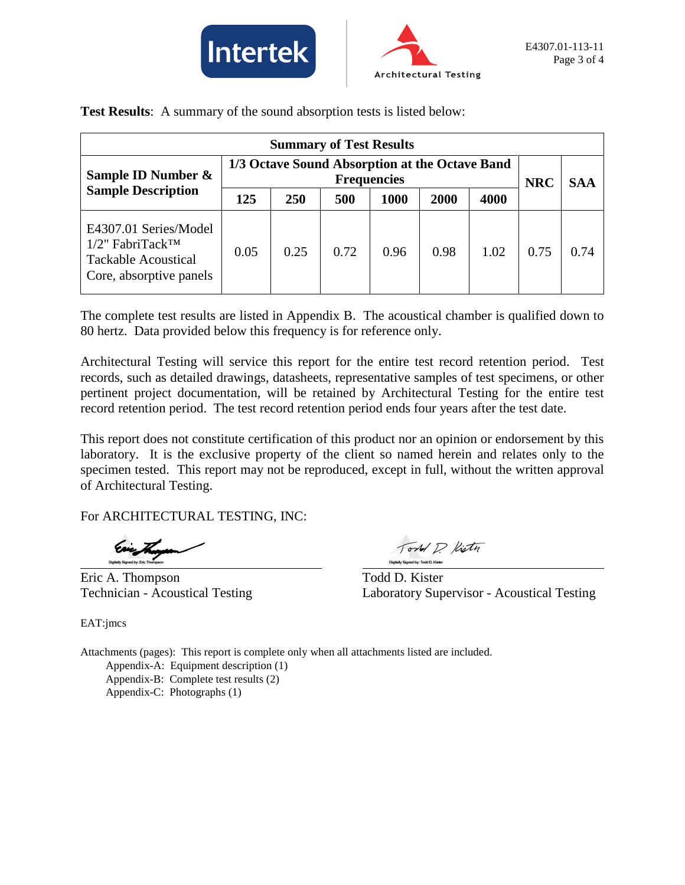**Test Results**: A summary of the sound absorption tests is listed below:

| Summary of Test Results | | | | | | | | |
|---|---|---|---|---|---|---|---|---|
| **Sample ID Number & Sample Description** | **1/3 Octave Sound Absorption at the Octave Band Frequencies** | | | | | | **NRC** | **SAA** |
| | **125** | **250** | **500** | **1000** | **2000** | **4000** | | |
| E4307.01 Series/Model 1/2" FabriTack™ Tackable Acoustical Core, absorptive panels | 0.05 | 0.25 | 0.72 | 0.96 | 0.98 | 1.02 | 0.75 | 0.74 |

The complete test results are listed in Appendix B. The acoustical chamber is qualified down to 80 hertz. Data provided below this frequency is for reference only.

Architectural Testing will service this report for the entire test record retention period. Test records, such as detailed drawings, datasheets, representative samples of test specimens, or other pertinent project documentation, will be retained by Architectural Testing for the entire test record retention period. The test record retention period ends four years after the test date.

This report does not constitute certification of this product nor an opinion or endorsement by this laboratory. It is the exclusive property of the client so named herein and relates only to the specimen tested. This report may not be reproduced, except in full, without the written approval of Architectural Testing.

For ARCHITECTURAL TESTING, INC:

Digitally Signed by: Eric Thompson

Eric A. Thompson
Technician - Acoustical Testing

Digitally Signed by: Todd D. Kister

Todd D. Kister
Laboratory Supervisor - Acoustical Testing

EAT:jmcs

Attachments (pages): This report is complete only when all attachments listed are included.

- Appendix-A: Equipment description (1)
- Appendix-B: Complete test results (2)
- Appendix-C: Photographs (1)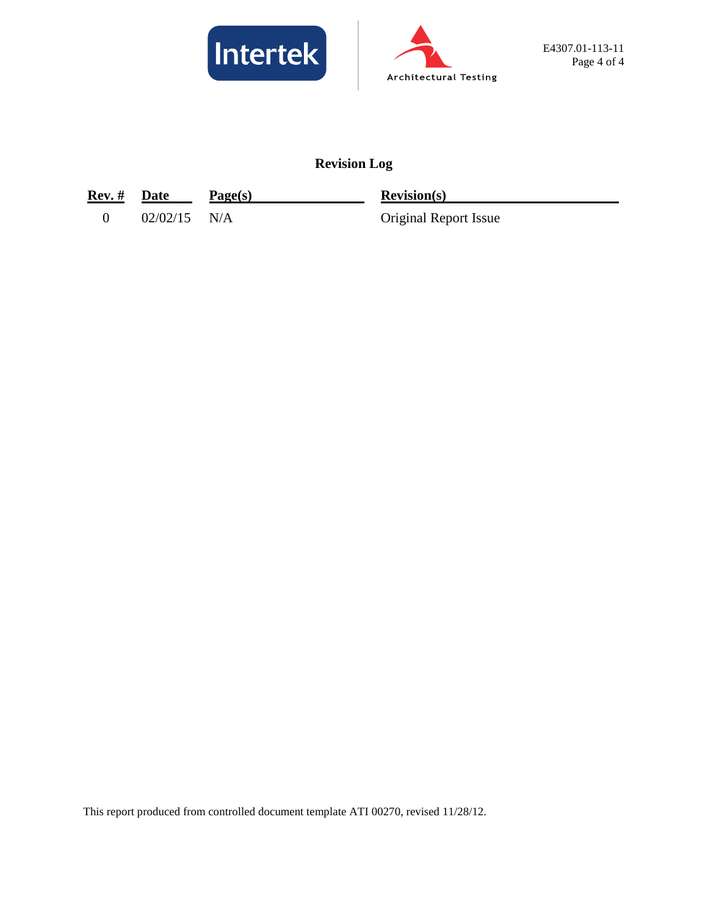## Revision Log

| Rev. # | Date | Page(s) | Revision(s) |
|---|---|---|---|
| 0 | 02/02/15 | N/A | Original Report Issue |

This report produced from controlled document template ATI 00270, revised 11/28/12.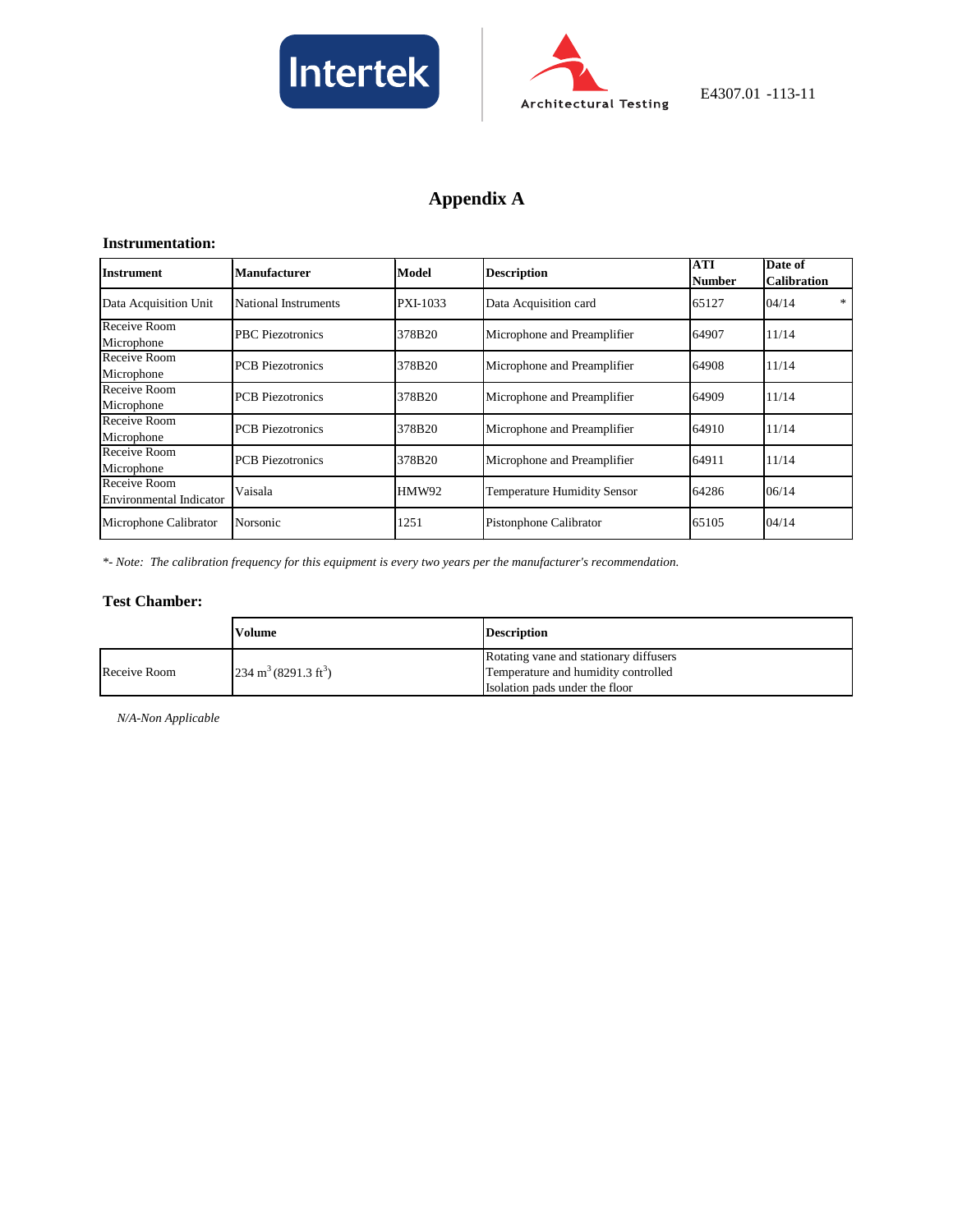# Appendix A

### Instrumentation:

| Instrument | Manufacturer | Model | Description | ATI Number | Date of Calibration |
|---|---|---|---|---|---|
| Data Acquisition Unit | National Instruments | PXI-1033 | Data Acquisition card | 65127 | 04/14 * |
| Receive Room Microphone | PBC Piezotronics | 378B20 | Microphone and Preamplifier | 64907 | 11/14 |
| Receive Room Microphone | PCB Piezotronics | 378B20 | Microphone and Preamplifier | 64908 | 11/14 |
| Receive Room Microphone | PCB Piezotronics | 378B20 | Microphone and Preamplifier | 64909 | 11/14 |
| Receive Room Microphone | PCB Piezotronics | 378B20 | Microphone and Preamplifier | 64910 | 11/14 |
| Receive Room Microphone | PCB Piezotronics | 378B20 | Microphone and Preamplifier | 64911 | 11/14 |
| Receive Room Environmental Indicator | Vaisala | HMW92 | Temperature Humidity Sensor | 64286 | 06/14 |
| Microphone Calibrator | Norsonic | 1251 | Pistonphone Calibrator | 65105 | 04/14 |

*\*- Note: The calibration frequency for this equipment is every two years per the manufacturer's recommendation.*

### Test Chamber:

| | Volume | Description |
|---|---|---|
| Receive Room | 234 $m^3$ (8291.3 $ft^3$) | Rotating vane and stationary diffusers<br>Temperature and humidity controlled<br>Isolation pads under the floor |

*N/A-Non Applicable*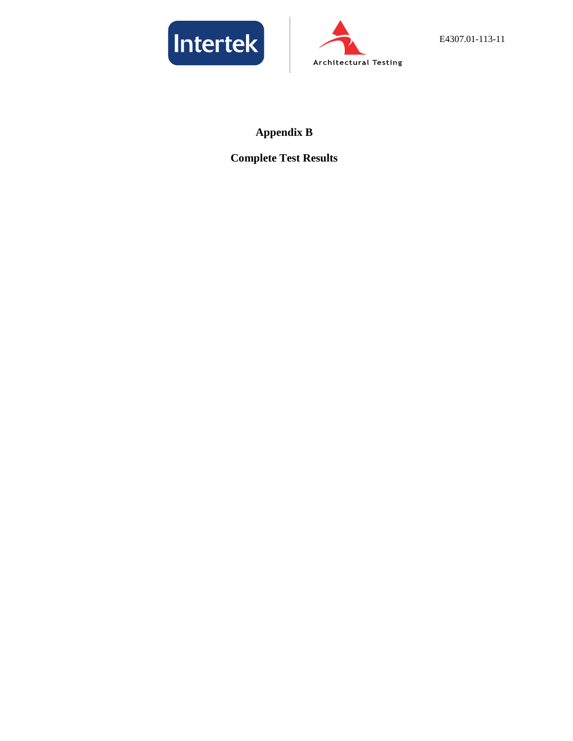# Appendix B

## Complete Test Results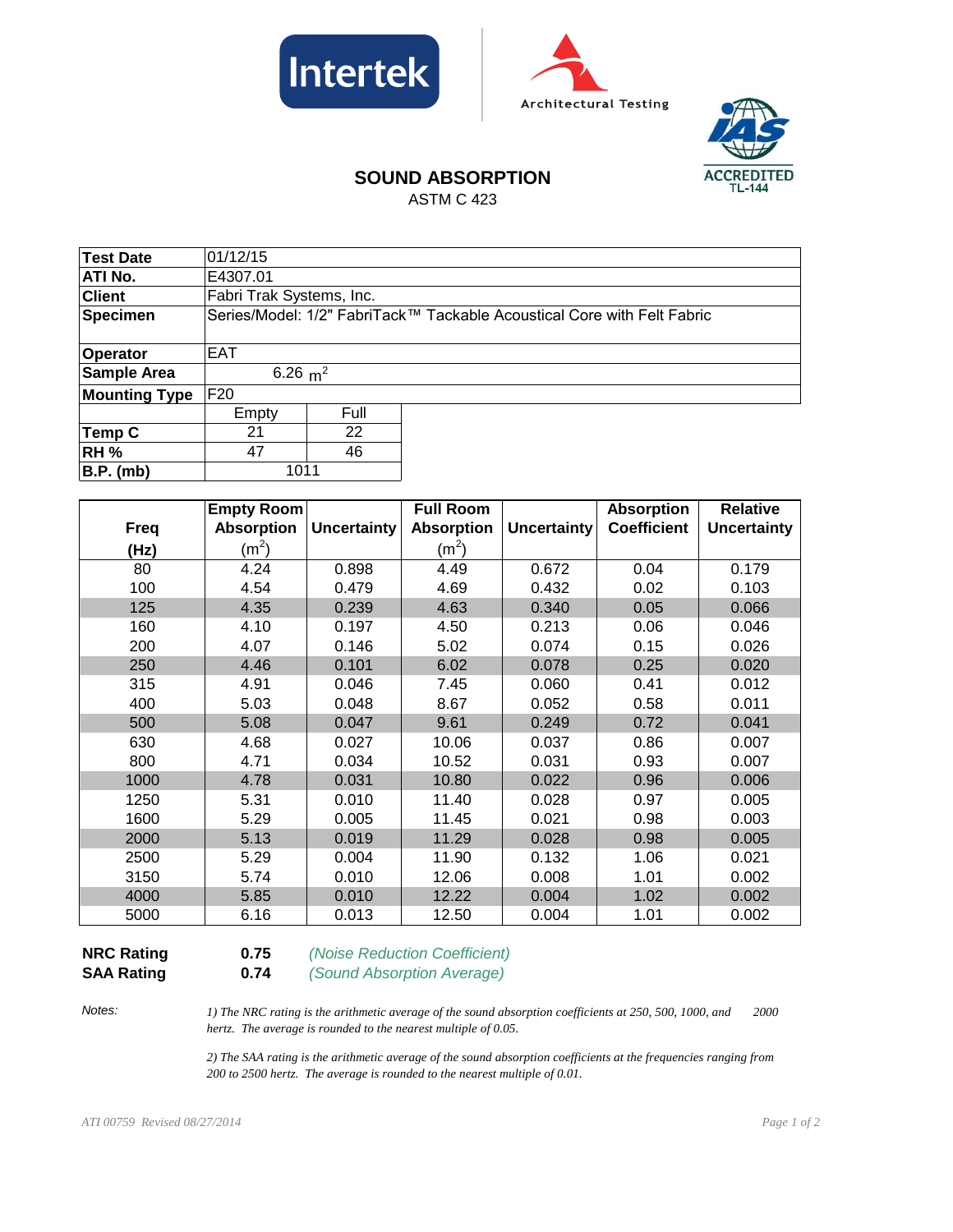Intertek

Architectural Testing

IAS ACCREDITED TL-144

# SOUND ABSORPTION

ASTM C 423

| | | |
|---|---|---|
| **Test Date** | 01/12/15 | |
| **ATI No.** | E4307.01 | |
| **Client** | Fabri Trak Systems, Inc. | |
| **Specimen** | Series/Model: 1/2" FabriTack™ Tackable Acoustical Core with Felt Fabric | |
| **Operator** | EAT | |
| **Sample Area** | 6.26 $m^2$ | |
| **Mounting Type** | F20 | |
| | Empty | Full |
| **Temp C** | 21 | 22 |
| **RH %** | 47 | 46 |
| **B.P. (mb)** | 1011 | |

| Freq (Hz) | Empty Room Absorption ($m^2$) | Uncertainty | Full Room Absorption ($m^2$) | Uncertainty | Absorption Coefficient | Relative Uncertainty |
|---|---|---|---|---|---|---|
| 80 | 4.24 | 0.898 | 4.49 | 0.672 | 0.04 | 0.179 |
| 100 | 4.54 | 0.479 | 4.69 | 0.432 | 0.02 | 0.103 |
| 125 | 4.35 | 0.239 | 4.63 | 0.340 | 0.05 | 0.066 |
| 160 | 4.10 | 0.197 | 4.50 | 0.213 | 0.06 | 0.046 |
| 200 | 4.07 | 0.146 | 5.02 | 0.074 | 0.15 | 0.026 |
| 250 | 4.46 | 0.101 | 6.02 | 0.078 | 0.25 | 0.020 |
| 315 | 4.91 | 0.046 | 7.45 | 0.060 | 0.41 | 0.012 |
| 400 | 5.03 | 0.048 | 8.67 | 0.052 | 0.58 | 0.011 |
| 500 | 5.08 | 0.047 | 9.61 | 0.249 | 0.72 | 0.041 |
| 630 | 4.68 | 0.027 | 10.06 | 0.037 | 0.86 | 0.007 |
| 800 | 4.71 | 0.034 | 10.52 | 0.031 | 0.93 | 0.007 |
| 1000 | 4.78 | 0.031 | 10.80 | 0.022 | 0.96 | 0.006 |
| 1250 | 5.31 | 0.010 | 11.40 | 0.028 | 0.97 | 0.005 |
| 1600 | 5.29 | 0.005 | 11.45 | 0.021 | 0.98 | 0.003 |
| 2000 | 5.13 | 0.019 | 11.29 | 0.028 | 0.98 | 0.005 |
| 2500 | 5.29 | 0.004 | 11.90 | 0.132 | 1.06 | 0.021 |
| 3150 | 5.74 | 0.010 | 12.06 | 0.008 | 1.01 | 0.002 |
| 4000 | 5.85 | 0.010 | 12.22 | 0.004 | 1.02 | 0.002 |
| 5000 | 6.16 | 0.013 | 12.50 | 0.004 | 1.01 | 0.002 |

**NRC Rating** **0.75** *(Noise Reduction Coefficient)*

**SAA Rating** **0.74** *(Sound Absorption Average)*

*Notes:*

*1) The NRC rating is the arithmetic average of the sound absorption coefficients at 250, 500, 1000, and 2000 hertz. The average is rounded to the nearest multiple of 0.05.*

*2) The SAA rating is the arithmetic average of the sound absorption coefficients at the frequencies ranging from 200 to 2500 hertz. The average is rounded to the nearest multiple of 0.01.*

*ATI 00759 Revised 08/27/2014*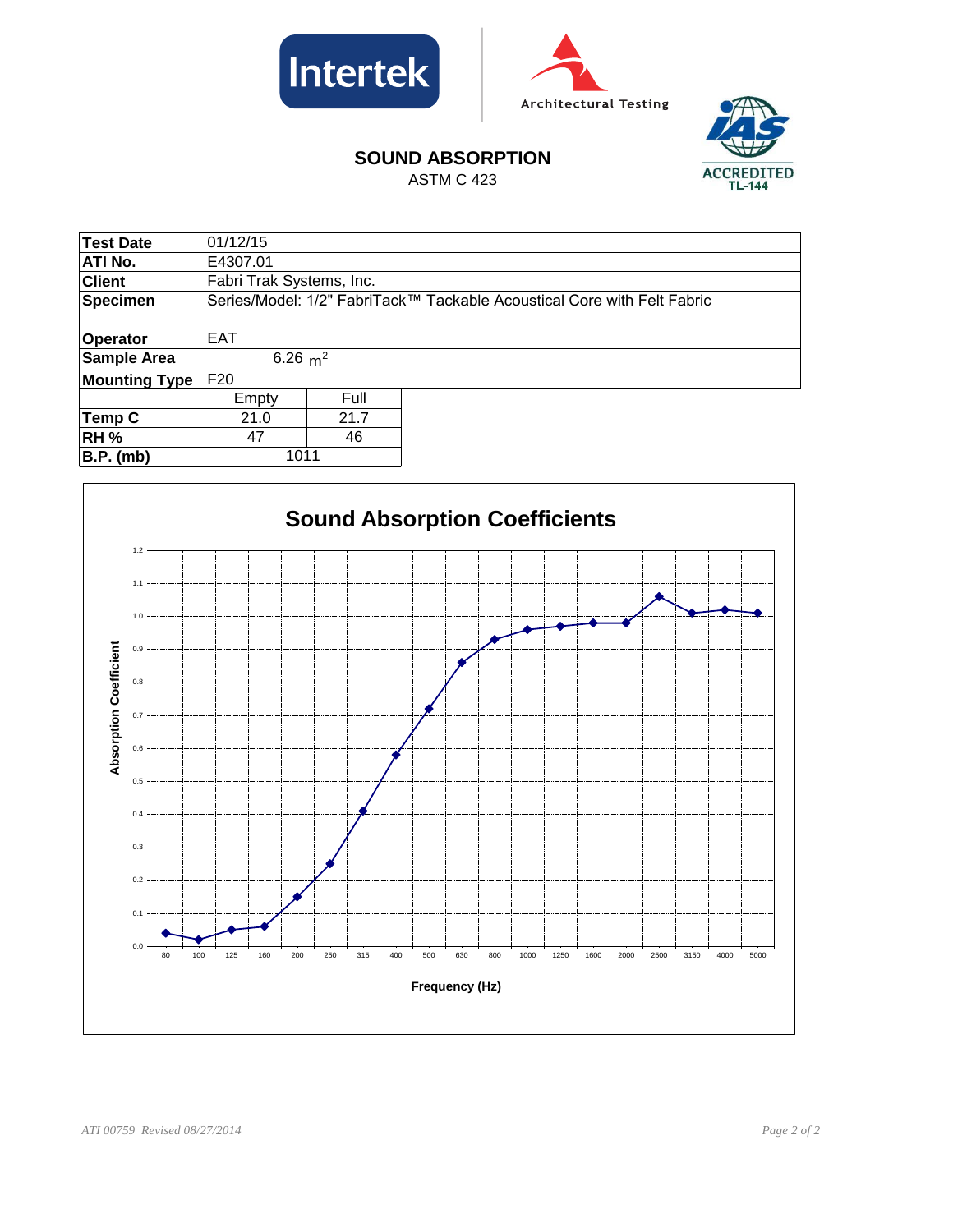Intertek

Architectural Testing

IAS ACCREDITED TL-144

## SOUND ABSORPTION

ASTM C 423

| | | |
|---|---|---|
| **Test Date** | 01/12/15 | |
| **ATI No.** | E4307.01 | |
| **Client** | Fabri Trak Systems, Inc. | |
| **Specimen** | Series/Model: 1/2" FabriTack™ Tackable Acoustical Core with Felt Fabric | |
| **Operator** | EAT | |
| **Sample Area** | 6.26 $m^2$ | |
| **Mounting Type** | F20 | |
| | Empty | Full |
| **Temp C** | 21.0 | 21.7 |
| **RH %** | 47 | 46 |
| **B.P. (mb)** | 1011 | |

**Sound Absorption Coefficients**

Absorption Coefficient

1.2
1.1
1.0
0.9
0.8
0.7
0.6
0.5
0.4
0.3
0.2
0.1
0.0

80 100 125 160 200 250 315 400 500 630 800 1000 1250 1600 2000 2500 3150 4000 5000

**Frequency (Hz)**

*ATI 00759 Revised 08/27/2014*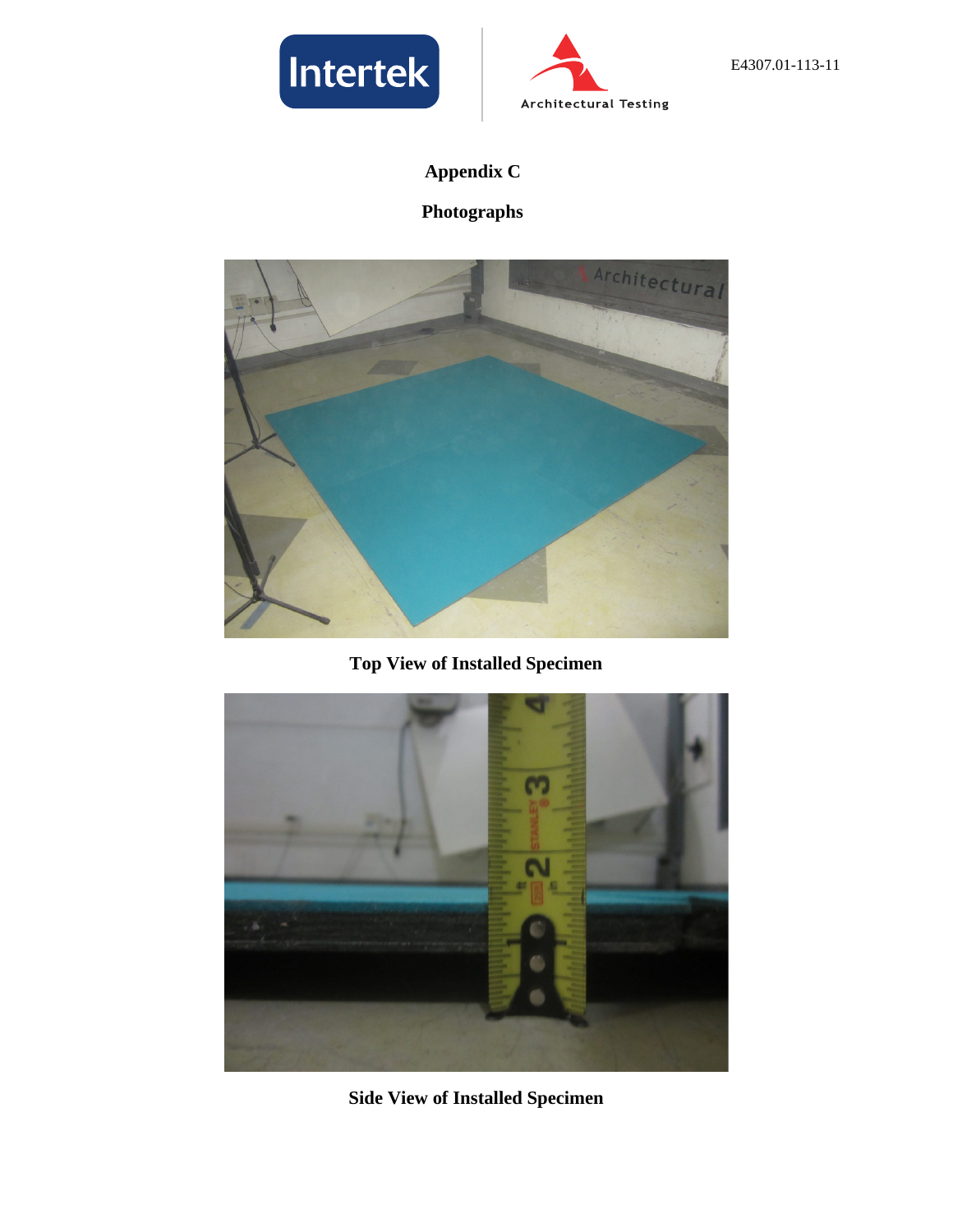## Appendix C

## Photographs

**Top View of Installed Specimen**

**Side View of Installed Specimen**